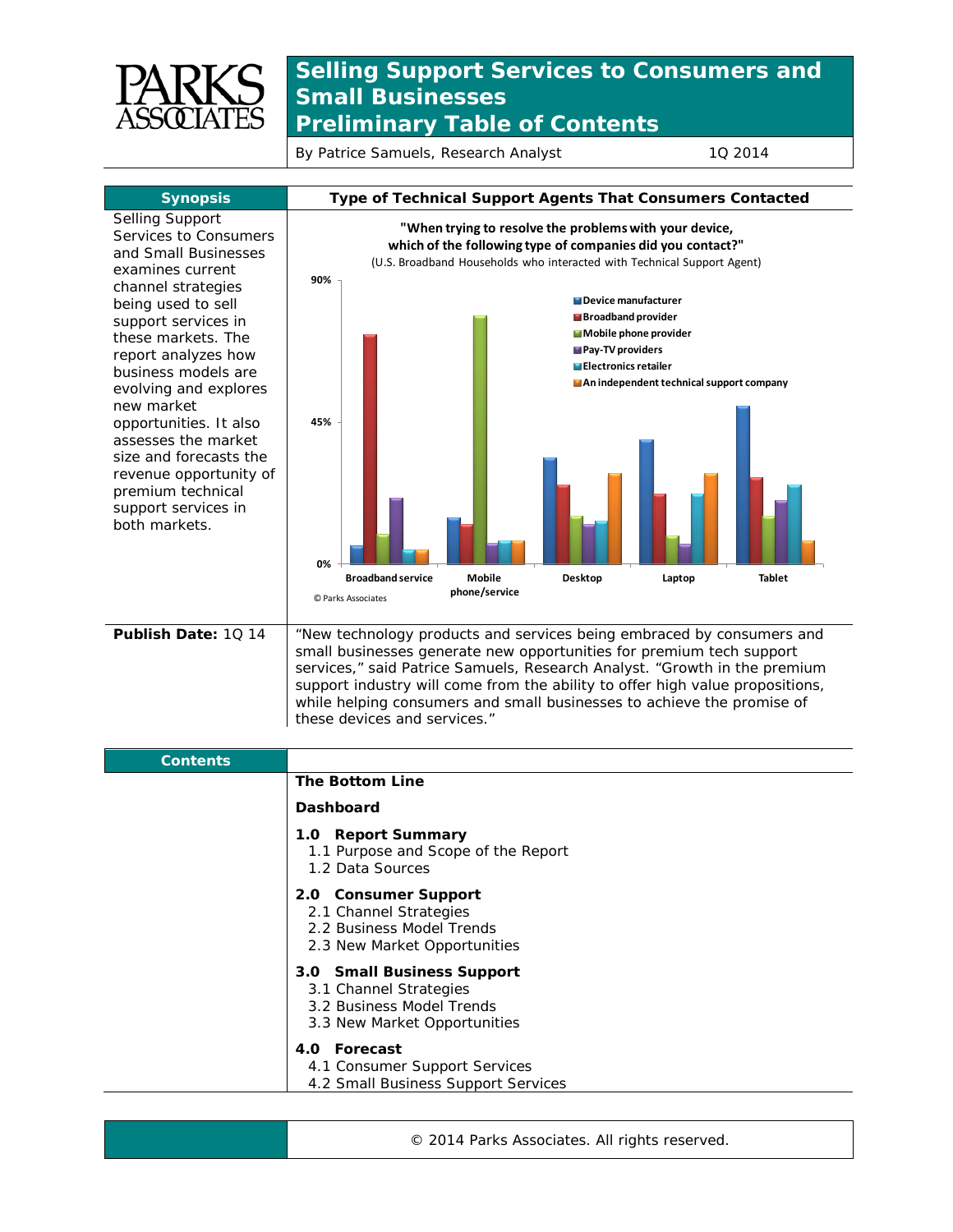# Selling Support Services to Consumers and Small Businesses

## Preliminary Table of Contents

By Patrice Samuels, Research Analyst — 1Q 2014

## Synopsis

Selling Support Services to Consumers and Small Businesses examines current channel strategies being used to sell support services in these markets. The report analyzes how business models are evolving and explores new market opportunities. It also assesses the market size and forecasts the revenue opportunity of premium technical support services in both markets.

### Type of Technical Support Agents That Consumers Contacted

**"When trying to resolve the problems with your device, which of the following type of companies did you contact?"**

(U.S. Broadband Households who interacted with Technical Support Agent)

Legend: Device manufacturer; Broadband provider; Mobile phone provider; Pay-TV providers; Electronics retailer; An independent technical support company

Categories: Broadband service; Mobile phone/service; Desktop; Laptop; Tablet

Axis: 0%, 45%, 90%

© Parks Associates

**Publish Date:** 1Q 14

"New technology products and services being embraced by consumers and small businesses generate new opportunities for premium tech support services," said Patrice Samuels, Research Analyst. "Growth in the premium support industry will come from the ability to offer high value propositions, while helping consumers and small businesses to achieve the promise of these devices and services."

## Contents

**The Bottom Line**

**Dashboard**

**1.0 Report Summary**
- 1.1 Purpose and Scope of the Report
- 1.2 Data Sources

**2.0 Consumer Support**
- 2.1 Channel Strategies
- 2.2 Business Model Trends
- 2.3 New Market Opportunities

**3.0 Small Business Support**
- 3.1 Channel Strategies
- 3.2 Business Model Trends
- 3.3 New Market Opportunities

**4.0 Forecast**
- 4.1 Consumer Support Services
- 4.2 Small Business Support Services

© 2014 Parks Associates. All rights reserved.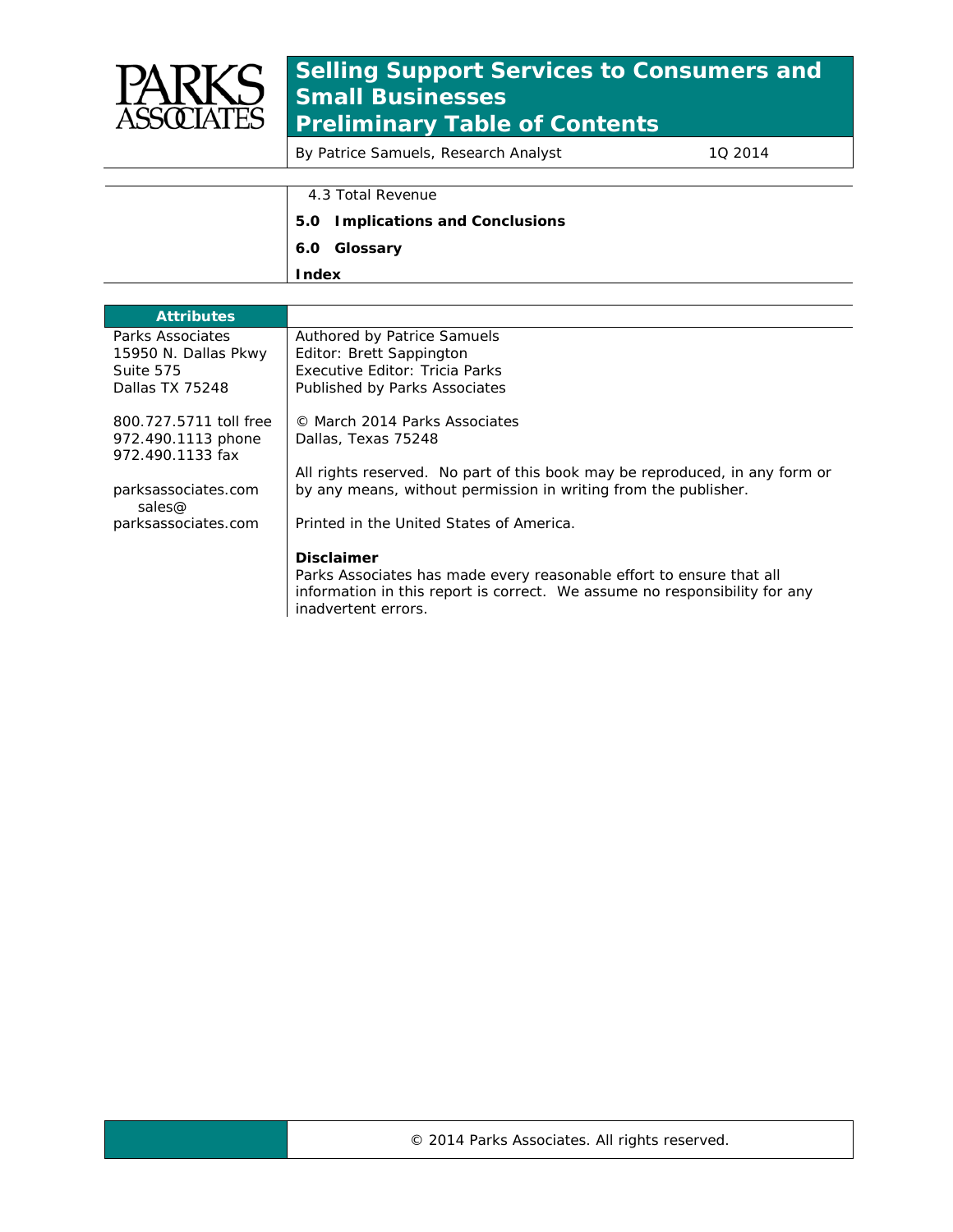# Selling Support Services to Consumers and Small Businesses

## Preliminary Table of Contents

By Patrice Samuels, Research Analyst 1Q 2014

4.3 Total Revenue

**5.0 Implications and Conclusions**

**6.0 Glossary**

**Index**

| Attributes | |
|---|---|
| Parks Associates<br>15950 N. Dallas Pkwy<br>Suite 575<br>Dallas TX 75248 | Authored by Patrice Samuels<br>Editor: Brett Sappington<br>Executive Editor: Tricia Parks<br>Published by Parks Associates |
| 800.727.5711 toll free<br>972.490.1113 phone<br>972.490.1133 fax | © March 2014 Parks Associates<br>Dallas, Texas 75248 |
| parksassociates.com<br>sales@parksassociates.com | All rights reserved. No part of this book may be reproduced, in any form or by any means, without permission in writing from the publisher.<br><br>Printed in the United States of America. |
| | **Disclaimer**<br>Parks Associates has made every reasonable effort to ensure that all information in this report is correct. We assume no responsibility for any inadvertent errors. |